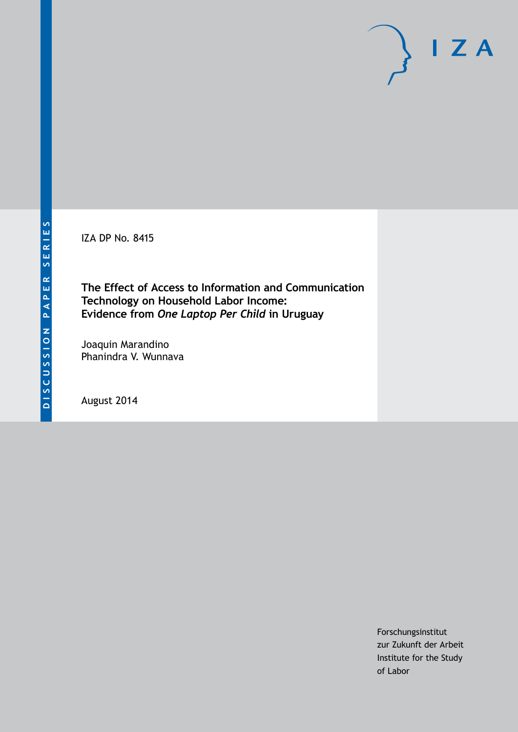DISCUSSION PAPER SERIES

IZA DP No. 8415

# The Effect of Access to Information and Communication Technology on Household Labor Income: Evidence from *One Laptop Per Child* in Uruguay

Joaquin Marandino
Phanindra V. Wunnava

August 2014

Forschungsinstitut
zur Zukunft der Arbeit
Institute for the Study
of Labor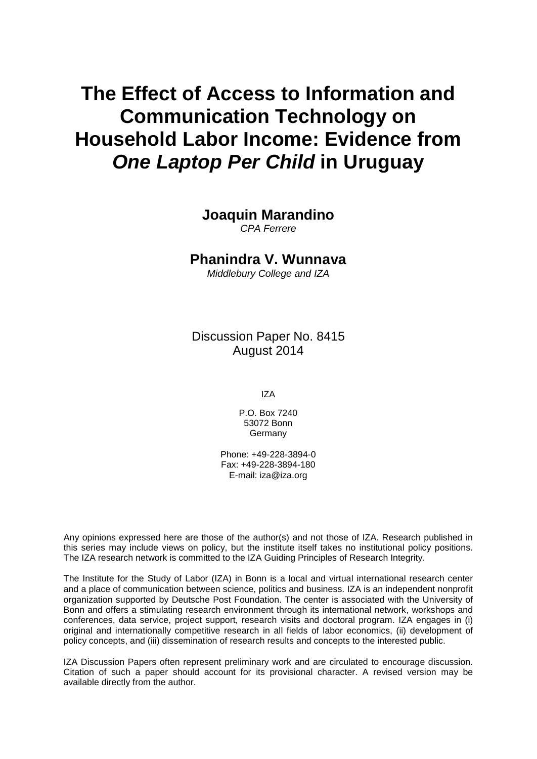# The Effect of Access to Information and Communication Technology on Household Labor Income: Evidence from *One Laptop Per Child* in Uruguay

**Joaquin Marandino**
*CPA Ferrere*

**Phanindra V. Wunnava**
*Middlebury College and IZA*

Discussion Paper No. 8415
August 2014

IZA

P.O. Box 7240
53072 Bonn
Germany

Phone: +49-228-3894-0
Fax: +49-228-3894-180
E-mail: iza@iza.org

Any opinions expressed here are those of the author(s) and not those of IZA. Research published in this series may include views on policy, but the institute itself takes no institutional policy positions. The IZA research network is committed to the IZA Guiding Principles of Research Integrity.

The Institute for the Study of Labor (IZA) in Bonn is a local and virtual international research center and a place of communication between science, politics and business. IZA is an independent nonprofit organization supported by Deutsche Post Foundation. The center is associated with the University of Bonn and offers a stimulating research environment through its international network, workshops and conferences, data service, project support, research visits and doctoral program. IZA engages in (i) original and internationally competitive research in all fields of labor economics, (ii) development of policy concepts, and (iii) dissemination of research results and concepts to the interested public.

IZA Discussion Papers often represent preliminary work and are circulated to encourage discussion. Citation of such a paper should account for its provisional character. A revised version may be available directly from the author.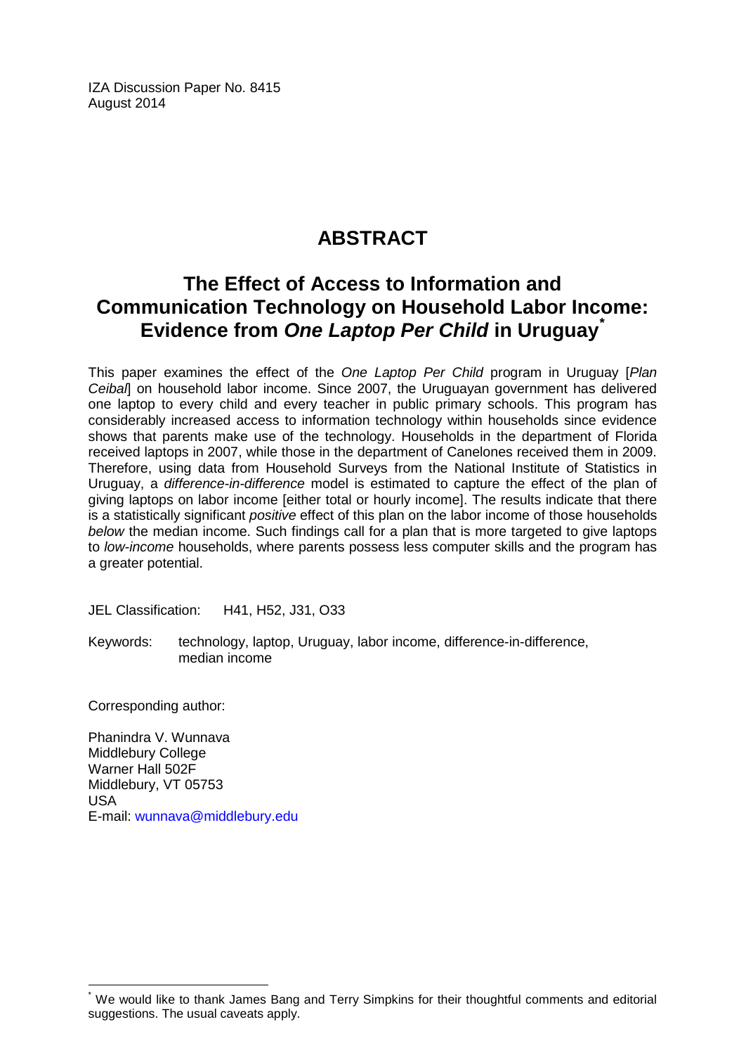IZA Discussion Paper No. 8415
August 2014

# ABSTRACT

## The Effect of Access to Information and Communication Technology on Household Labor Income: Evidence from *One Laptop Per Child* in Uruguay[*]

This paper examines the effect of the *One Laptop Per Child* program in Uruguay [*Plan Ceibal*] on household labor income. Since 2007, the Uruguayan government has delivered one laptop to every child and every teacher in public primary schools. This program has considerably increased access to information technology within households since evidence shows that parents make use of the technology. Households in the department of Florida received laptops in 2007, while those in the department of Canelones received them in 2009. Therefore, using data from Household Surveys from the National Institute of Statistics in Uruguay, a *difference-in-difference* model is estimated to capture the effect of the plan of giving laptops on labor income [either total or hourly income]. The results indicate that there is a statistically significant *positive* effect of this plan on the labor income of those households *below* the median income. Such findings call for a plan that is more targeted to give laptops to *low-income* households, where parents possess less computer skills and the program has a greater potential.

JEL Classification: H41, H52, J31, O33

Keywords: technology, laptop, Uruguay, labor income, difference-in-difference, median income

Corresponding author:

Phanindra V. Wunnava
Middlebury College
Warner Hall 502F
Middlebury, VT 05753
USA
E-mail: wunnava@middlebury.edu

[*] We would like to thank James Bang and Terry Simpkins for their thoughtful comments and editorial suggestions. The usual caveats apply.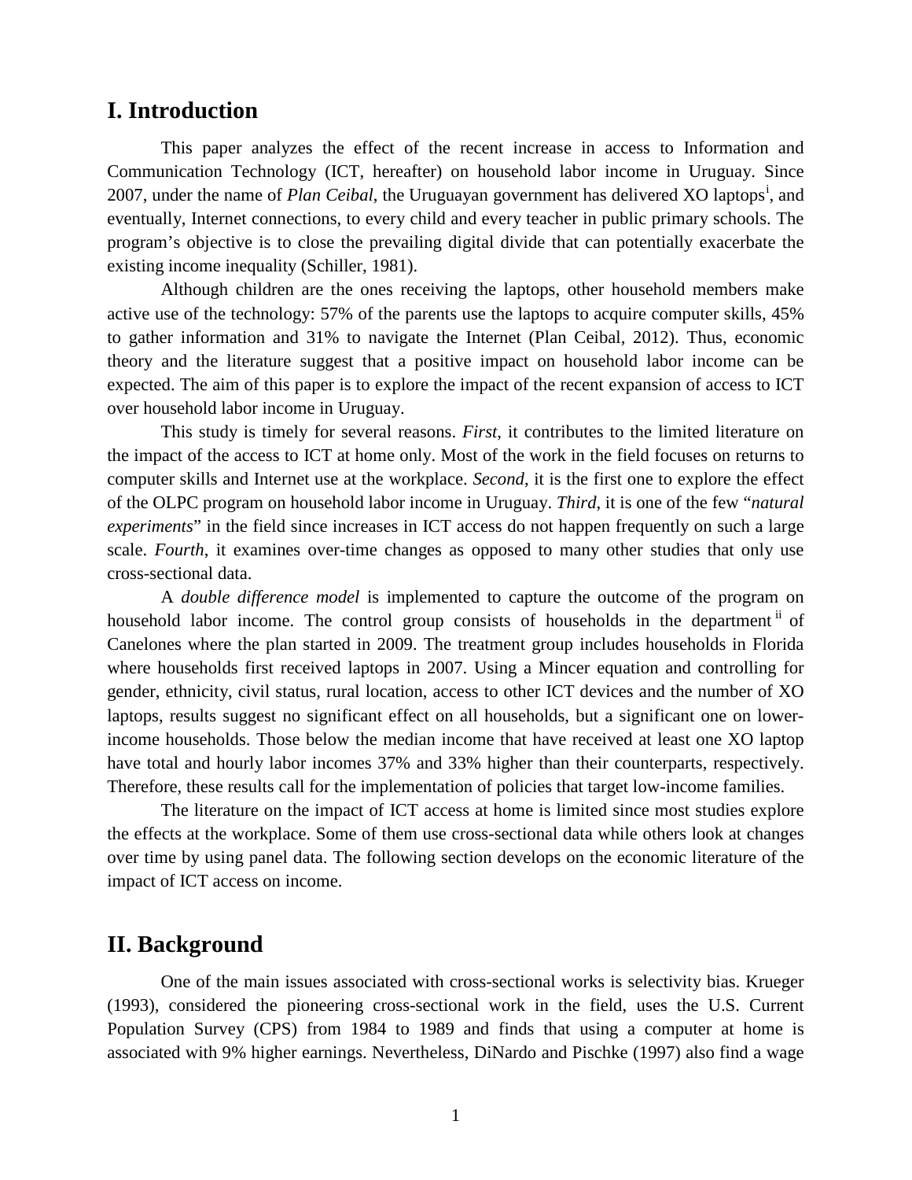## I. Introduction

This paper analyzes the effect of the recent increase in access to Information and Communication Technology (ICT, hereafter) on household labor income in Uruguay. Since 2007, under the name of *Plan Ceibal*, the Uruguayan government has delivered XO laptops[i], and eventually, Internet connections, to every child and every teacher in public primary schools. The program's objective is to close the prevailing digital divide that can potentially exacerbate the existing income inequality (Schiller, 1981).

Although children are the ones receiving the laptops, other household members make active use of the technology: 57% of the parents use the laptops to acquire computer skills, 45% to gather information and 31% to navigate the Internet (Plan Ceibal, 2012). Thus, economic theory and the literature suggest that a positive impact on household labor income can be expected. The aim of this paper is to explore the impact of the recent expansion of access to ICT over household labor income in Uruguay.

This study is timely for several reasons. *First*, it contributes to the limited literature on the impact of the access to ICT at home only. Most of the work in the field focuses on returns to computer skills and Internet use at the workplace. *Second*, it is the first one to explore the effect of the OLPC program on household labor income in Uruguay. *Third*, it is one of the few "*natural experiments*" in the field since increases in ICT access do not happen frequently on such a large scale. *Fourth*, it examines over-time changes as opposed to many other studies that only use cross-sectional data.

A *double difference model* is implemented to capture the outcome of the program on household labor income. The control group consists of households in the department[ii] of Canelones where the plan started in 2009. The treatment group includes households in Florida where households first received laptops in 2007. Using a Mincer equation and controlling for gender, ethnicity, civil status, rural location, access to other ICT devices and the number of XO laptops, results suggest no significant effect on all households, but a significant one on lower-income households. Those below the median income that have received at least one XO laptop have total and hourly labor incomes 37% and 33% higher than their counterparts, respectively. Therefore, these results call for the implementation of policies that target low-income families.

The literature on the impact of ICT access at home is limited since most studies explore the effects at the workplace. Some of them use cross-sectional data while others look at changes over time by using panel data. The following section develops on the economic literature of the impact of ICT access on income.

## II. Background

One of the main issues associated with cross-sectional works is selectivity bias. Krueger (1993), considered the pioneering cross-sectional work in the field, uses the U.S. Current Population Survey (CPS) from 1984 to 1989 and finds that using a computer at home is associated with 9% higher earnings. Nevertheless, DiNardo and Pischke (1997) also find a wage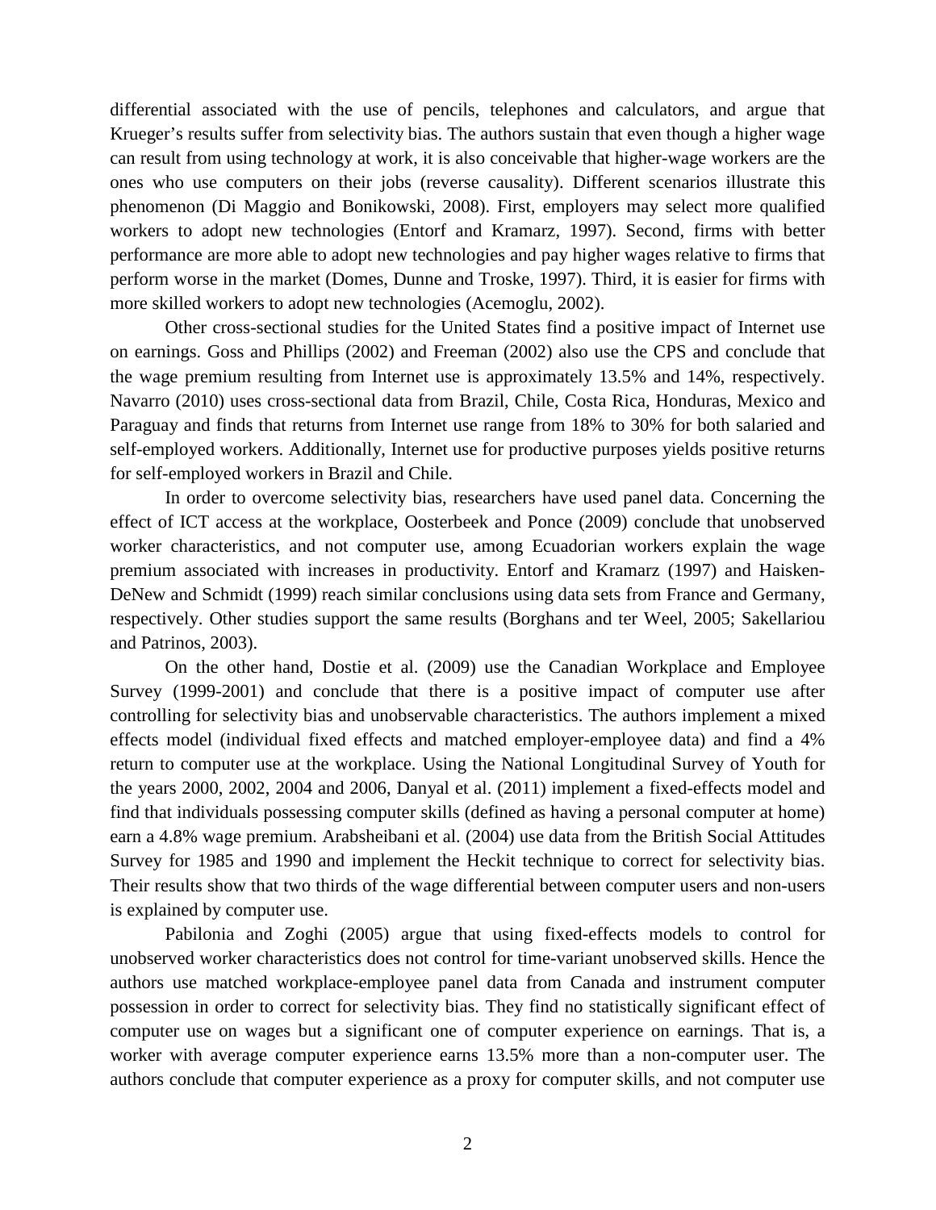differential associated with the use of pencils, telephones and calculators, and argue that Krueger's results suffer from selectivity bias. The authors sustain that even though a higher wage can result from using technology at work, it is also conceivable that higher-wage workers are the ones who use computers on their jobs (reverse causality). Different scenarios illustrate this phenomenon (Di Maggio and Bonikowski, 2008). First, employers may select more qualified workers to adopt new technologies (Entorf and Kramarz, 1997). Second, firms with better performance are more able to adopt new technologies and pay higher wages relative to firms that perform worse in the market (Domes, Dunne and Troske, 1997). Third, it is easier for firms with more skilled workers to adopt new technologies (Acemoglu, 2002).

Other cross-sectional studies for the United States find a positive impact of Internet use on earnings. Goss and Phillips (2002) and Freeman (2002) also use the CPS and conclude that the wage premium resulting from Internet use is approximately 13.5% and 14%, respectively. Navarro (2010) uses cross-sectional data from Brazil, Chile, Costa Rica, Honduras, Mexico and Paraguay and finds that returns from Internet use range from 18% to 30% for both salaried and self-employed workers. Additionally, Internet use for productive purposes yields positive returns for self-employed workers in Brazil and Chile.

In order to overcome selectivity bias, researchers have used panel data. Concerning the effect of ICT access at the workplace, Oosterbeek and Ponce (2009) conclude that unobserved worker characteristics, and not computer use, among Ecuadorian workers explain the wage premium associated with increases in productivity. Entorf and Kramarz (1997) and Haisken-DeNew and Schmidt (1999) reach similar conclusions using data sets from France and Germany, respectively. Other studies support the same results (Borghans and ter Weel, 2005; Sakellariou and Patrinos, 2003).

On the other hand, Dostie et al. (2009) use the Canadian Workplace and Employee Survey (1999-2001) and conclude that there is a positive impact of computer use after controlling for selectivity bias and unobservable characteristics. The authors implement a mixed effects model (individual fixed effects and matched employer-employee data) and find a 4% return to computer use at the workplace. Using the National Longitudinal Survey of Youth for the years 2000, 2002, 2004 and 2006, Danyal et al. (2011) implement a fixed-effects model and find that individuals possessing computer skills (defined as having a personal computer at home) earn a 4.8% wage premium. Arabsheibani et al. (2004) use data from the British Social Attitudes Survey for 1985 and 1990 and implement the Heckit technique to correct for selectivity bias. Their results show that two thirds of the wage differential between computer users and non-users is explained by computer use.

Pabilonia and Zoghi (2005) argue that using fixed-effects models to control for unobserved worker characteristics does not control for time-variant unobserved skills. Hence the authors use matched workplace-employee panel data from Canada and instrument computer possession in order to correct for selectivity bias. They find no statistically significant effect of computer use on wages but a significant one of computer experience on earnings. That is, a worker with average computer experience earns 13.5% more than a non-computer user. The authors conclude that computer experience as a proxy for computer skills, and not computer use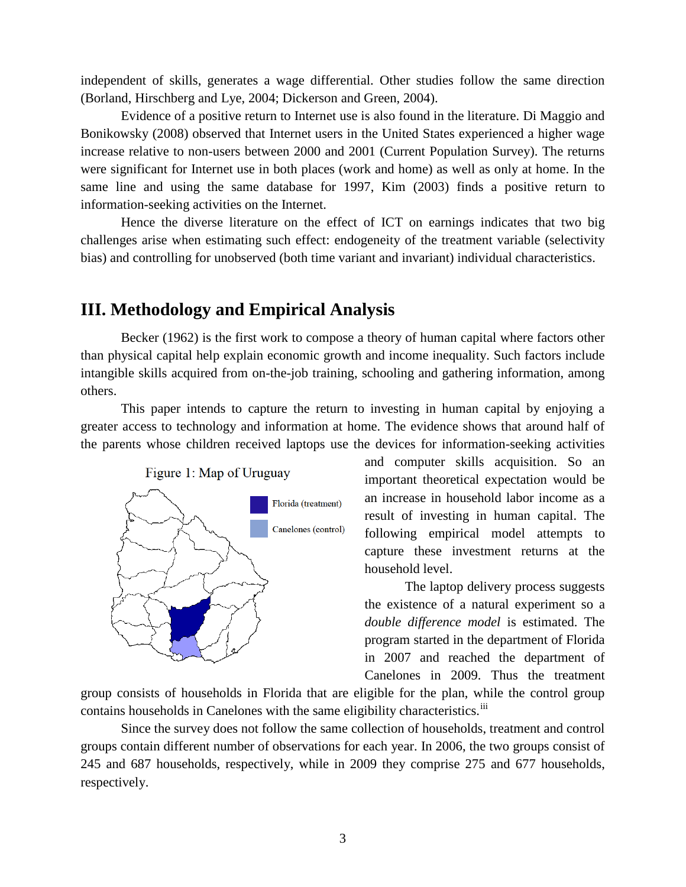independent of skills, generates a wage differential. Other studies follow the same direction (Borland, Hirschberg and Lye, 2004; Dickerson and Green, 2004).

Evidence of a positive return to Internet use is also found in the literature. Di Maggio and Bonikowsky (2008) observed that Internet users in the United States experienced a higher wage increase relative to non-users between 2000 and 2001 (Current Population Survey). The returns were significant for Internet use in both places (work and home) as well as only at home. In the same line and using the same database for 1997, Kim (2003) finds a positive return to information-seeking activities on the Internet.

Hence the diverse literature on the effect of ICT on earnings indicates that two big challenges arise when estimating such effect: endogeneity of the treatment variable (selectivity bias) and controlling for unobserved (both time variant and invariant) individual characteristics.

## III. Methodology and Empirical Analysis

Becker (1962) is the first work to compose a theory of human capital where factors other than physical capital help explain economic growth and income inequality. Such factors include intangible skills acquired from on-the-job training, schooling and gathering information, among others.

This paper intends to capture the return to investing in human capital by enjoying a greater access to technology and information at home. The evidence shows that around half of the parents whose children received laptops use the devices for information-seeking activities and computer skills acquisition. So an important theoretical expectation would be an increase in household labor income as a result of investing in human capital. The following empirical model attempts to capture these investment returns at the household level.

Figure 1: Map of Uruguay

Florida (treatment)

Canelones (control)

The laptop delivery process suggests the existence of a natural experiment so a *double difference model* is estimated. The program started in the department of Florida in 2007 and reached the department of Canelones in 2009. Thus the treatment group consists of households in Florida that are eligible for the plan, while the control group contains households in Canelones with the same eligibility characteristics.[iii]

Since the survey does not follow the same collection of households, treatment and control groups contain different number of observations for each year. In 2006, the two groups consist of 245 and 687 households, respectively, while in 2009 they comprise 275 and 677 households, respectively.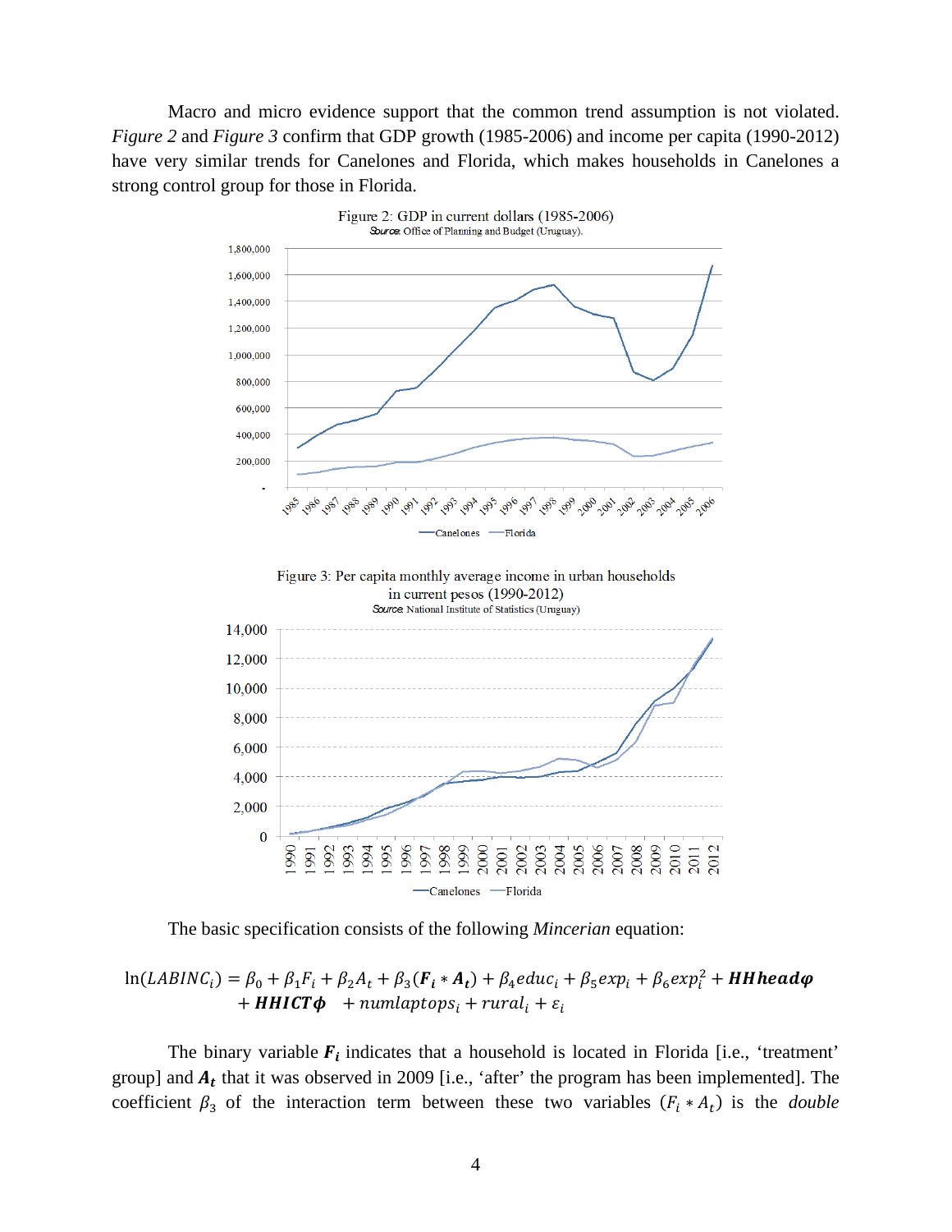Macro and micro evidence support that the common trend assumption is not violated. *Figure 2* and *Figure 3* confirm that GDP growth (1985-2006) and income per capita (1990-2012) have very similar trends for Canelones and Florida, which makes households in Canelones a strong control group for those in Florida.

Figure 2: GDP in current dollars (1985-2006)
*Source:* Office of Planning and Budget (Uruguay).

Figure 3: Per capita monthly average income in urban households in current pesos (1990-2012)
*Source:* National Institute of Statistics (Uruguay)

The basic specification consists of the following *Mincerian* equation:

$$\ln(LABINC_i) = \beta_0 + \beta_1 F_i + \beta_2 A_t + \beta_3 (\boldsymbol{F_i * A_t}) + \beta_4 educ_i + \beta_5 exp_i + \beta_6 exp_i^2 + \boldsymbol{HHhead\varphi} + \boldsymbol{HHICT\phi} + numlaptops_i + rural_i + \varepsilon_i$$

The binary variable $\boldsymbol{F_i}$ indicates that a household is located in Florida [i.e., 'treatment' group] and $\boldsymbol{A_t}$ that it was observed in 2009 [i.e., 'after' the program has been implemented]. The coefficient $\beta_3$ of the interaction term between these two variables $(F_i * A_t)$ is the *double*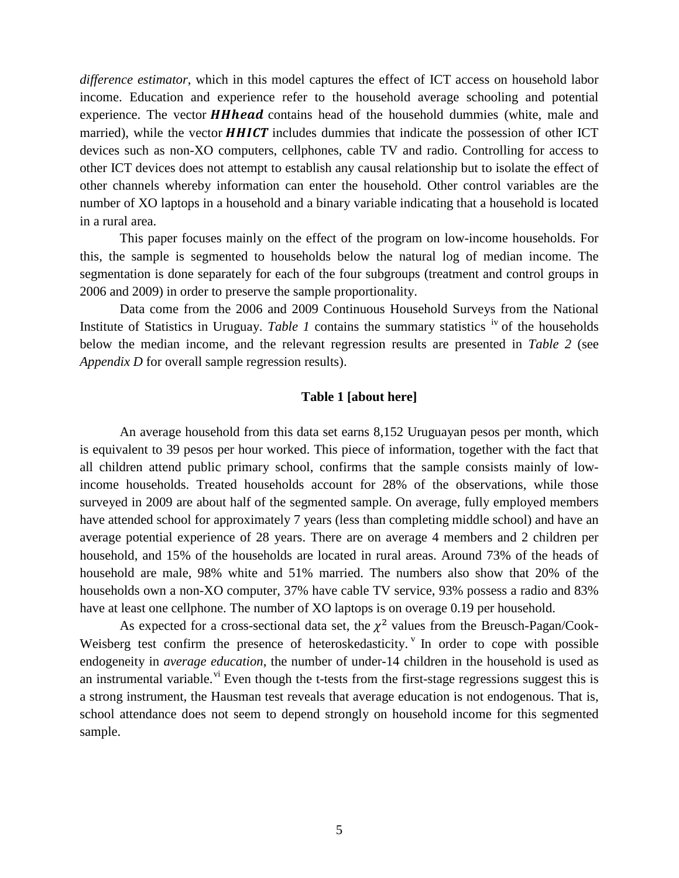*difference estimator*, which in this model captures the effect of ICT access on household labor income. Education and experience refer to the household average schooling and potential experience. The vector $\boldsymbol{HHhead}$ contains head of the household dummies (white, male and married), while the vector $\boldsymbol{HHICT}$ includes dummies that indicate the possession of other ICT devices such as non-XO computers, cellphones, cable TV and radio. Controlling for access to other ICT devices does not attempt to establish any causal relationship but to isolate the effect of other channels whereby information can enter the household. Other control variables are the number of XO laptops in a household and a binary variable indicating that a household is located in a rural area.

This paper focuses mainly on the effect of the program on low-income households. For this, the sample is segmented to households below the natural log of median income. The segmentation is done separately for each of the four subgroups (treatment and control groups in 2006 and 2009) in order to preserve the sample proportionality.

Data come from the 2006 and 2009 Continuous Household Surveys from the National Institute of Statistics in Uruguay. *Table 1* contains the summary statistics [iv] of the households below the median income, and the relevant regression results are presented in *Table 2* (see *Appendix D* for overall sample regression results).

**Table 1 [about here]**

An average household from this data set earns 8,152 Uruguayan pesos per month, which is equivalent to 39 pesos per hour worked. This piece of information, together with the fact that all children attend public primary school, confirms that the sample consists mainly of low-income households. Treated households account for 28% of the observations, while those surveyed in 2009 are about half of the segmented sample. On average, fully employed members have attended school for approximately 7 years (less than completing middle school) and have an average potential experience of 28 years. There are on average 4 members and 2 children per household, and 15% of the households are located in rural areas. Around 73% of the heads of household are male, 98% white and 51% married. The numbers also show that 20% of the households own a non-XO computer, 37% have cable TV service, 93% possess a radio and 83% have at least one cellphone. The number of XO laptops is on overage 0.19 per household.

As expected for a cross-sectional data set, the $\chi^2$ values from the Breusch-Pagan/Cook-Weisberg test confirm the presence of heteroskedasticity.[v] In order to cope with possible endogeneity in *average education*, the number of under-14 children in the household is used as an instrumental variable.[vi] Even though the t-tests from the first-stage regressions suggest this is a strong instrument, the Hausman test reveals that average education is not endogenous. That is, school attendance does not seem to depend strongly on household income for this segmented sample.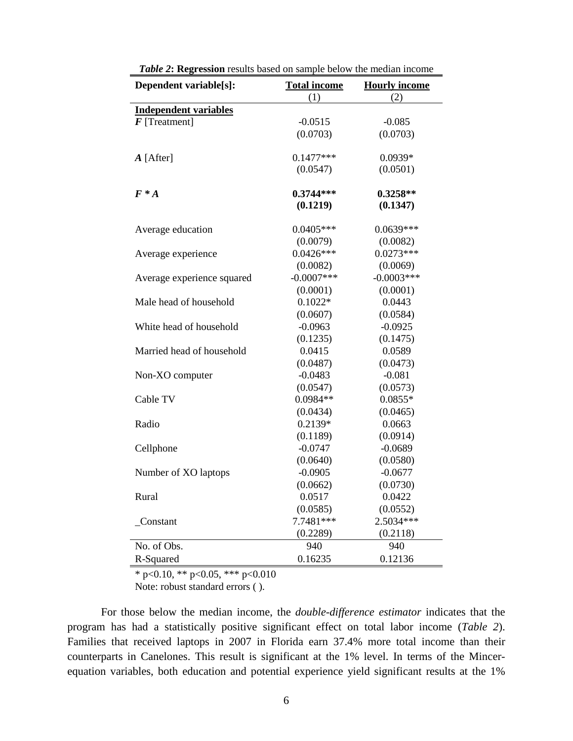***Table 2*: Regression** results based on sample below the median income

| **Dependent variable[s]:** | **Total income** (1) | **Hourly income** (2) |
|---|---|---|
| **Independent variables** | | |
| ***F*** [Treatment] | -0.0515 | -0.085 |
| | (0.0703) | (0.0703) |
| ***A*** [After] | 0.1477*** | 0.0939* |
| | (0.0547) | (0.0501) |
| ***F * A*** | **0.3744*** ** | **0.3258** ** |
| | **(0.1219)** | **(0.1347)** |
| Average education | 0.0405*** | 0.0639*** |
| | (0.0079) | (0.0082) |
| Average experience | 0.0426*** | 0.0273*** |
| | (0.0082) | (0.0069) |
| Average experience squared | -0.0007*** | -0.0003*** |
| | (0.0001) | (0.0001) |
| Male head of household | 0.1022* | 0.0443 |
| | (0.0607) | (0.0584) |
| White head of household | -0.0963 | -0.0925 |
| | (0.1235) | (0.1475) |
| Married head of household | 0.0415 | 0.0589 |
| | (0.0487) | (0.0473) |
| Non-XO computer | -0.0483 | -0.081 |
| | (0.0547) | (0.0573) |
| Cable TV | 0.0984** | 0.0855* |
| | (0.0434) | (0.0465) |
| Radio | 0.2139* | 0.0663 |
| | (0.1189) | (0.0914) |
| Cellphone | -0.0747 | -0.0689 |
| | (0.0640) | (0.0580) |
| Number of XO laptops | -0.0905 | -0.0677 |
| | (0.0662) | (0.0730) |
| Rural | 0.0517 | 0.0422 |
| | (0.0585) | (0.0552) |
| _Constant | 7.7481*** | 2.5034*** |
| | (0.2289) | (0.2118) |
| No. of Obs. | 940 | 940 |
| R-Squared | 0.16235 | 0.12136 |

* p<0.10, ** p<0.05, *** p<0.010

Note: robust standard errors ( ).

For those below the median income, the *double-difference estimator* indicates that the program has had a statistically positive significant effect on total labor income (*Table 2*). Families that received laptops in 2007 in Florida earn 37.4% more total income than their counterparts in Canelones. This result is significant at the 1% level. In terms of the Mincer-equation variables, both education and potential experience yield significant results at the 1%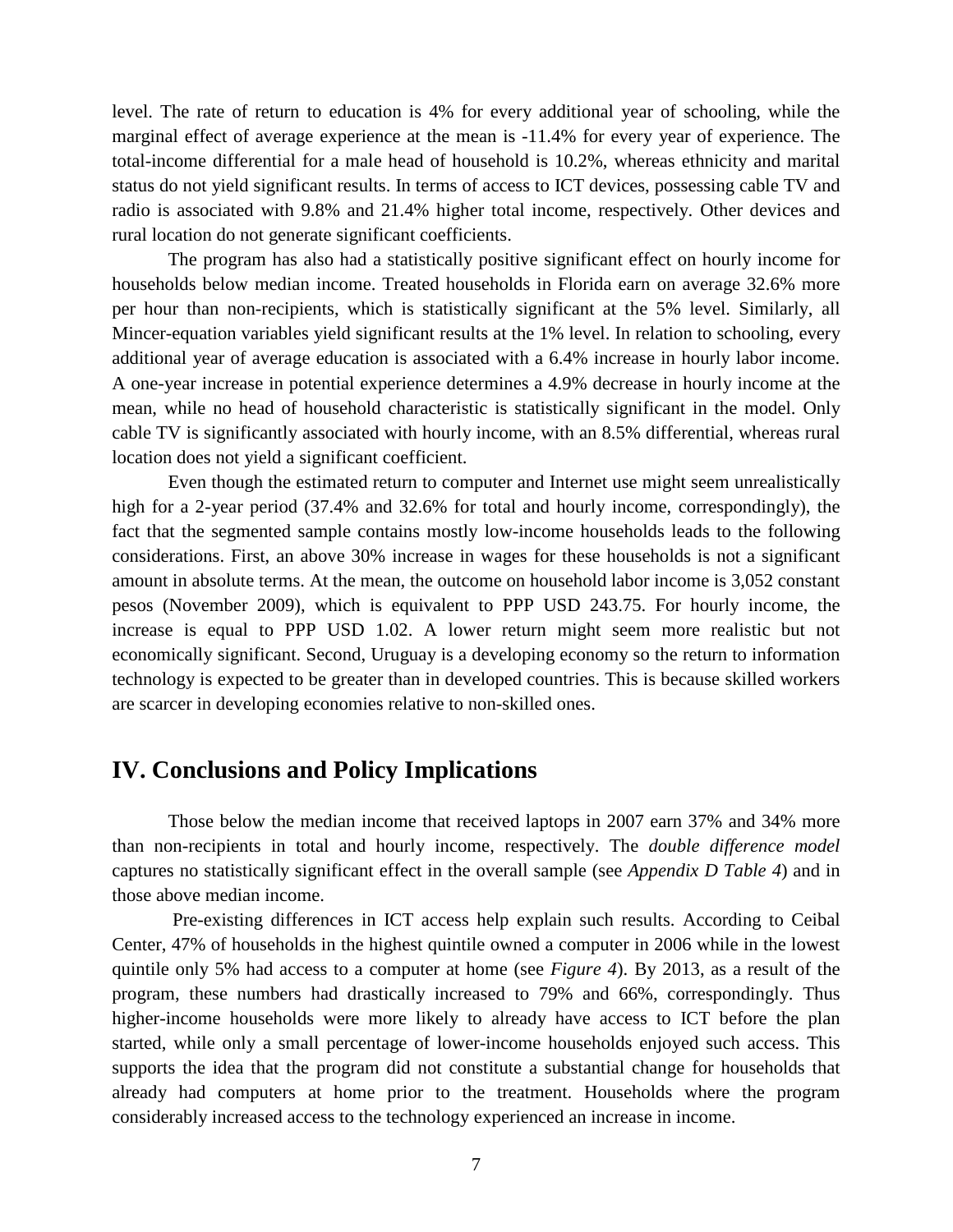level. The rate of return to education is 4% for every additional year of schooling, while the marginal effect of average experience at the mean is -11.4% for every year of experience. The total-income differential for a male head of household is 10.2%, whereas ethnicity and marital status do not yield significant results. In terms of access to ICT devices, possessing cable TV and radio is associated with 9.8% and 21.4% higher total income, respectively. Other devices and rural location do not generate significant coefficients.

The program has also had a statistically positive significant effect on hourly income for households below median income. Treated households in Florida earn on average 32.6% more per hour than non-recipients, which is statistically significant at the 5% level. Similarly, all Mincer-equation variables yield significant results at the 1% level. In relation to schooling, every additional year of average education is associated with a 6.4% increase in hourly labor income. A one-year increase in potential experience determines a 4.9% decrease in hourly income at the mean, while no head of household characteristic is statistically significant in the model. Only cable TV is significantly associated with hourly income, with an 8.5% differential, whereas rural location does not yield a significant coefficient.

Even though the estimated return to computer and Internet use might seem unrealistically high for a 2-year period (37.4% and 32.6% for total and hourly income, correspondingly), the fact that the segmented sample contains mostly low-income households leads to the following considerations. First, an above 30% increase in wages for these households is not a significant amount in absolute terms. At the mean, the outcome on household labor income is 3,052 constant pesos (November 2009), which is equivalent to PPP USD 243.75. For hourly income, the increase is equal to PPP USD 1.02. A lower return might seem more realistic but not economically significant. Second, Uruguay is a developing economy so the return to information technology is expected to be greater than in developed countries. This is because skilled workers are scarcer in developing economies relative to non-skilled ones.

## IV. Conclusions and Policy Implications

Those below the median income that received laptops in 2007 earn 37% and 34% more than non-recipients in total and hourly income, respectively. The *double difference model* captures no statistically significant effect in the overall sample (see *Appendix D Table 4*) and in those above median income.

Pre-existing differences in ICT access help explain such results. According to Ceibal Center, 47% of households in the highest quintile owned a computer in 2006 while in the lowest quintile only 5% had access to a computer at home (see *Figure 4*). By 2013, as a result of the program, these numbers had drastically increased to 79% and 66%, correspondingly. Thus higher-income households were more likely to already have access to ICT before the plan started, while only a small percentage of lower-income households enjoyed such access. This supports the idea that the program did not constitute a substantial change for households that already had computers at home prior to the treatment. Households where the program considerably increased access to the technology experienced an increase in income.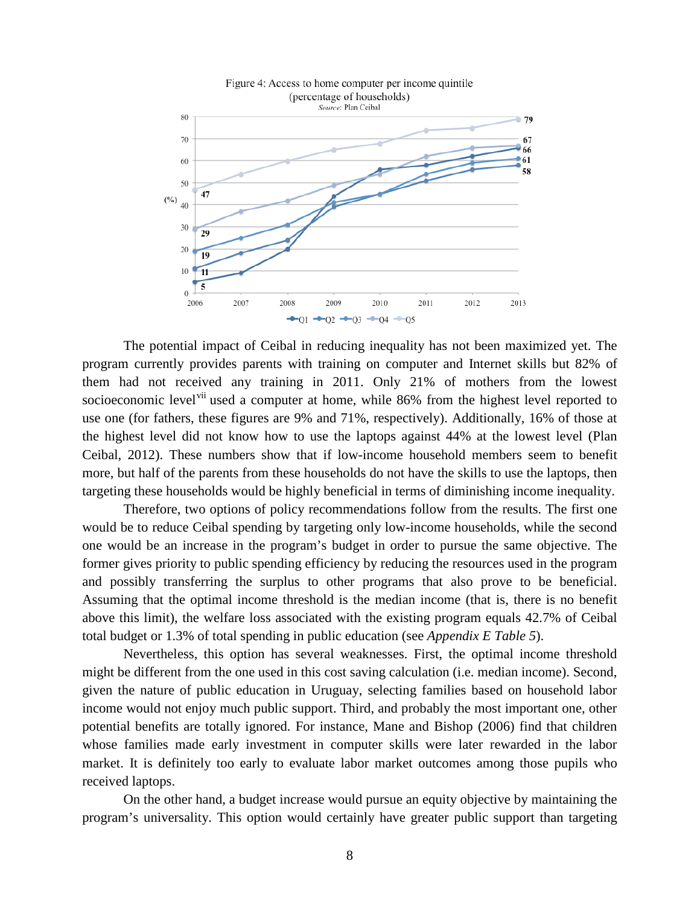Figure 4: Access to home computer per income quintile (percentage of households)
*Source*: Plan Ceibal

The potential impact of Ceibal in reducing inequality has not been maximized yet. The program currently provides parents with training on computer and Internet skills but 82% of them had not received any training in 2011. Only 21% of mothers from the lowest socioeconomic level[vii] used a computer at home, while 86% from the highest level reported to use one (for fathers, these figures are 9% and 71%, respectively). Additionally, 16% of those at the highest level did not know how to use the laptops against 44% at the lowest level (Plan Ceibal, 2012). These numbers show that if low-income household members seem to benefit more, but half of the parents from these households do not have the skills to use the laptops, then targeting these households would be highly beneficial in terms of diminishing income inequality.

Therefore, two options of policy recommendations follow from the results. The first one would be to reduce Ceibal spending by targeting only low-income households, while the second one would be an increase in the program's budget in order to pursue the same objective. The former gives priority to public spending efficiency by reducing the resources used in the program and possibly transferring the surplus to other programs that also prove to be beneficial. Assuming that the optimal income threshold is the median income (that is, there is no benefit above this limit), the welfare loss associated with the existing program equals 42.7% of Ceibal total budget or 1.3% of total spending in public education (see *Appendix E Table 5*).

Nevertheless, this option has several weaknesses. First, the optimal income threshold might be different from the one used in this cost saving calculation (i.e. median income). Second, given the nature of public education in Uruguay, selecting families based on household labor income would not enjoy much public support. Third, and probably the most important one, other potential benefits are totally ignored. For instance, Mane and Bishop (2006) find that children whose families made early investment in computer skills were later rewarded in the labor market. It is definitely too early to evaluate labor market outcomes among those pupils who received laptops.

On the other hand, a budget increase would pursue an equity objective by maintaining the program's universality. This option would certainly have greater public support than targeting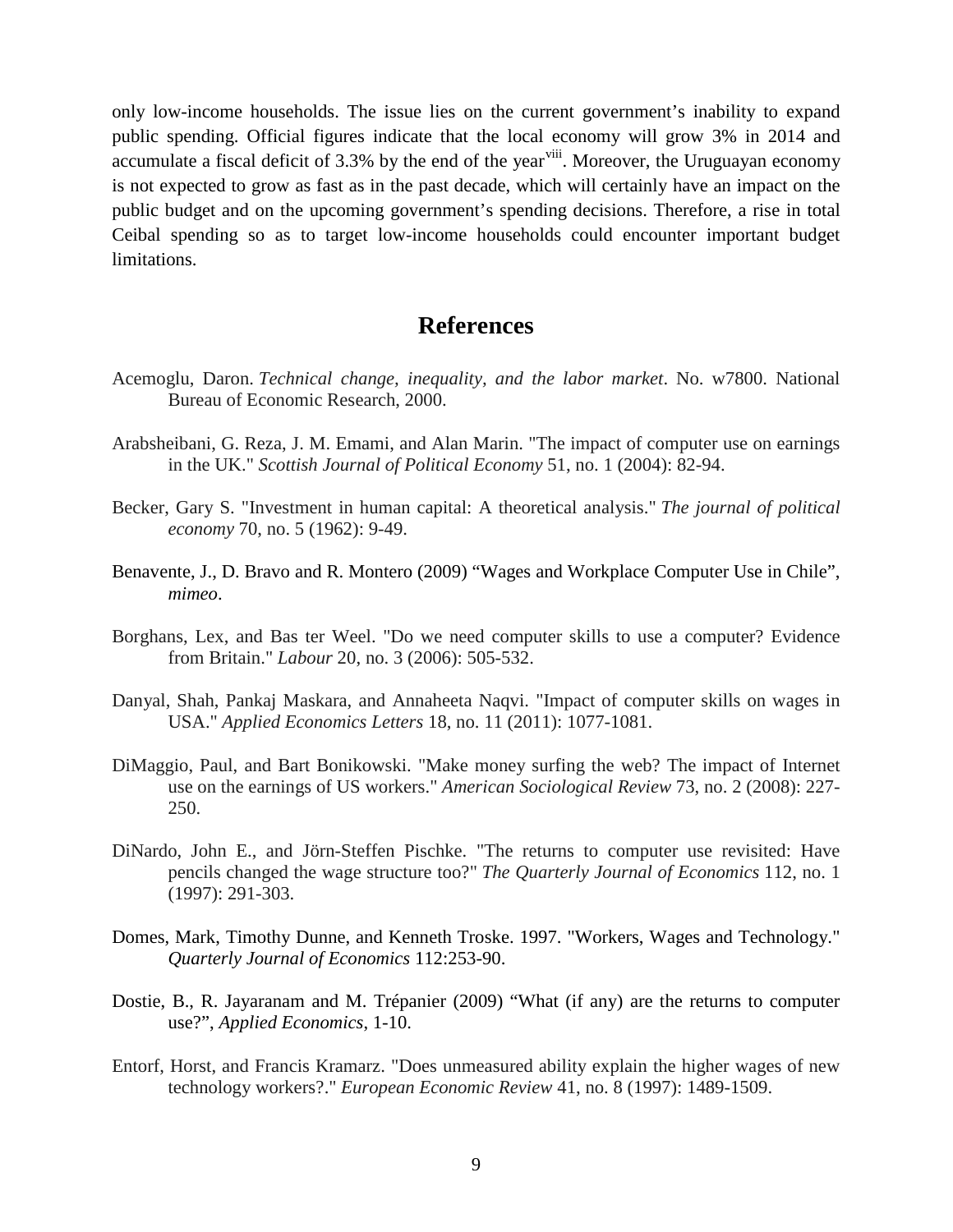only low-income households. The issue lies on the current government's inability to expand public spending. Official figures indicate that the local economy will grow 3% in 2014 and accumulate a fiscal deficit of 3.3% by the end of the year[viii]. Moreover, the Uruguayan economy is not expected to grow as fast as in the past decade, which will certainly have an impact on the public budget and on the upcoming government's spending decisions. Therefore, a rise in total Ceibal spending so as to target low-income households could encounter important budget limitations.

## References

Acemoglu, Daron. *Technical change, inequality, and the labor market*. No. w7800. National Bureau of Economic Research, 2000.

Arabsheibani, G. Reza, J. M. Emami, and Alan Marin. "The impact of computer use on earnings in the UK." *Scottish Journal of Political Economy* 51, no. 1 (2004): 82-94.

Becker, Gary S. "Investment in human capital: A theoretical analysis." *The journal of political economy* 70, no. 5 (1962): 9-49.

Benavente, J., D. Bravo and R. Montero (2009) "Wages and Workplace Computer Use in Chile", *mimeo*.

Borghans, Lex, and Bas ter Weel. "Do we need computer skills to use a computer? Evidence from Britain." *Labour* 20, no. 3 (2006): 505-532.

Danyal, Shah, Pankaj Maskara, and Annaheeta Naqvi. "Impact of computer skills on wages in USA." *Applied Economics Letters* 18, no. 11 (2011): 1077-1081.

DiMaggio, Paul, and Bart Bonikowski. "Make money surfing the web? The impact of Internet use on the earnings of US workers." *American Sociological Review* 73, no. 2 (2008): 227-250.

DiNardo, John E., and Jörn-Steffen Pischke. "The returns to computer use revisited: Have pencils changed the wage structure too?" *The Quarterly Journal of Economics* 112, no. 1 (1997): 291-303.

Domes, Mark, Timothy Dunne, and Kenneth Troske. 1997. "Workers, Wages and Technology." *Quarterly Journal of Economics* 112:253-90.

Dostie, B., R. Jayaranam and M. Trépanier (2009) "What (if any) are the returns to computer use?", *Applied Economics*, 1-10.

Entorf, Horst, and Francis Kramarz. "Does unmeasured ability explain the higher wages of new technology workers?." *European Economic Review* 41, no. 8 (1997): 1489-1509.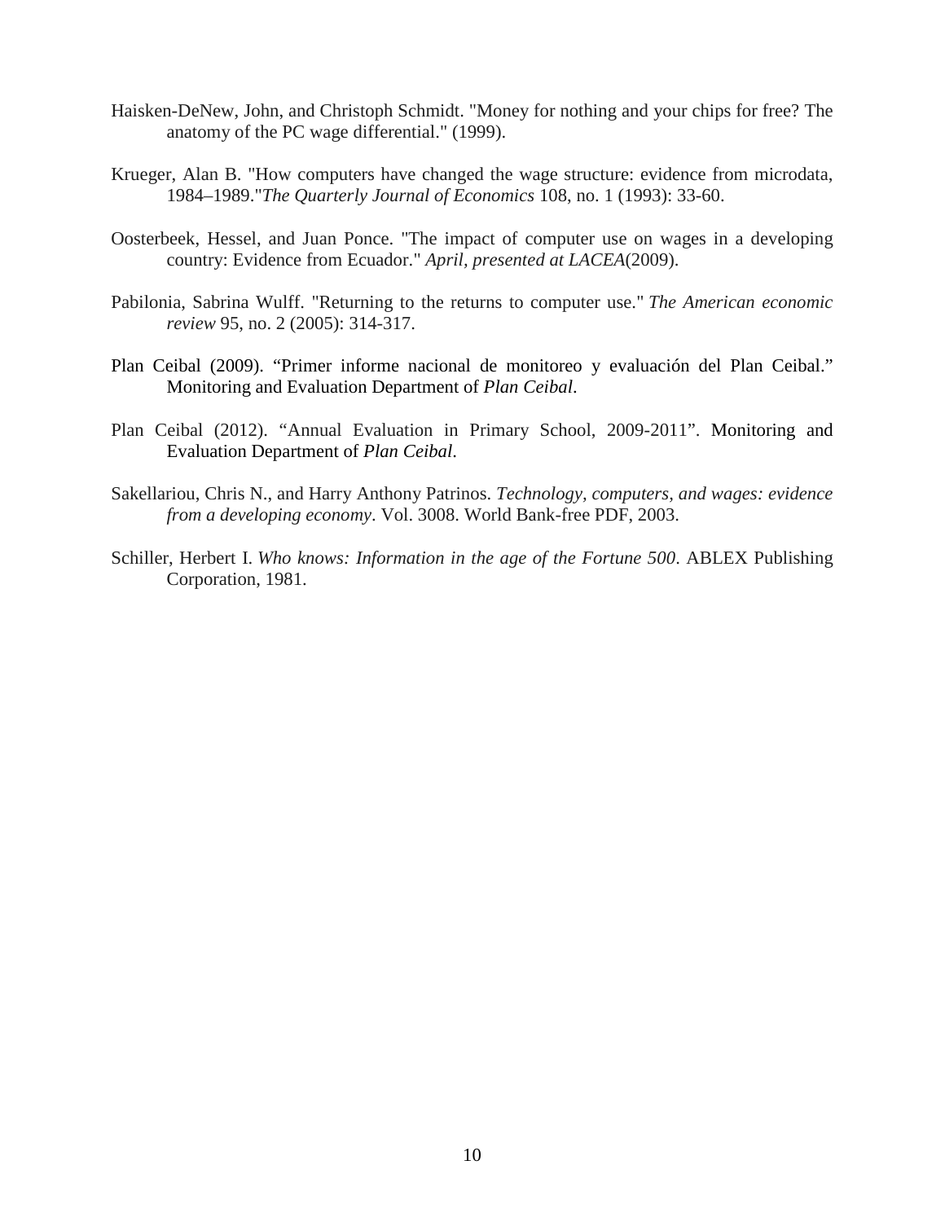Haisken-DeNew, John, and Christoph Schmidt. "Money for nothing and your chips for free? The anatomy of the PC wage differential." (1999).

Krueger, Alan B. "How computers have changed the wage structure: evidence from microdata, 1984–1989."*The Quarterly Journal of Economics* 108, no. 1 (1993): 33-60.

Oosterbeek, Hessel, and Juan Ponce. "The impact of computer use on wages in a developing country: Evidence from Ecuador." *April, presented at LACEA*(2009).

Pabilonia, Sabrina Wulff. "Returning to the returns to computer use." *The American economic review* 95, no. 2 (2005): 314-317.

Plan Ceibal (2009). "Primer informe nacional de monitoreo y evaluación del Plan Ceibal." Monitoring and Evaluation Department of *Plan Ceibal*.

Plan Ceibal (2012). "Annual Evaluation in Primary School, 2009-2011". Monitoring and Evaluation Department of *Plan Ceibal*.

Sakellariou, Chris N., and Harry Anthony Patrinos. *Technology, computers, and wages: evidence from a developing economy*. Vol. 3008. World Bank-free PDF, 2003.

Schiller, Herbert I. *Who knows: Information in the age of the Fortune 500*. ABLEX Publishing Corporation, 1981.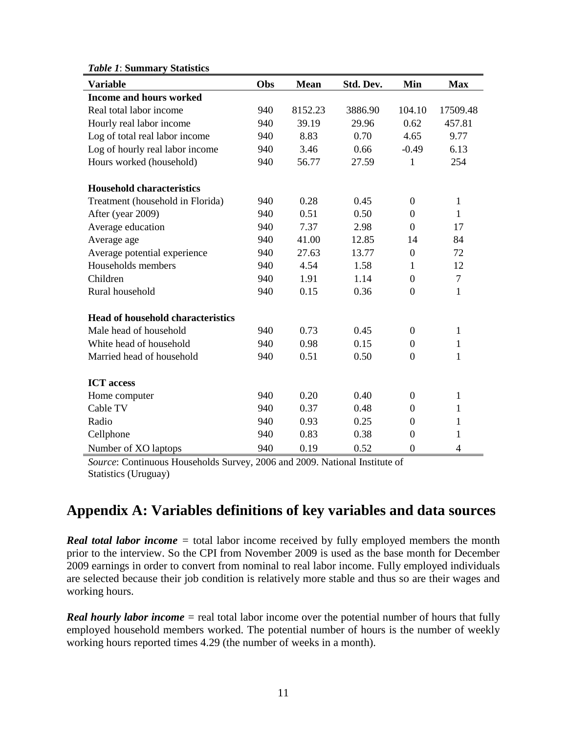*Table 1*: **Summary Statistics**

| Variable | Obs | Mean | Std. Dev. | Min | Max |
|---|---|---|---|---|---|
| **Income and hours worked** | | | | | |
| Real total labor income | 940 | 8152.23 | 3886.90 | 104.10 | 17509.48 |
| Hourly real labor income | 940 | 39.19 | 29.96 | 0.62 | 457.81 |
| Log of total real labor income | 940 | 8.83 | 0.70 | 4.65 | 9.77 |
| Log of hourly real labor income | 940 | 3.46 | 0.66 | -0.49 | 6.13 |
| Hours worked (household) | 940 | 56.77 | 27.59 | 1 | 254 |
| **Household characteristics** | | | | | |
| Treatment (household in Florida) | 940 | 0.28 | 0.45 | 0 | 1 |
| After (year 2009) | 940 | 0.51 | 0.50 | 0 | 1 |
| Average education | 940 | 7.37 | 2.98 | 0 | 17 |
| Average age | 940 | 41.00 | 12.85 | 14 | 84 |
| Average potential experience | 940 | 27.63 | 13.77 | 0 | 72 |
| Households members | 940 | 4.54 | 1.58 | 1 | 12 |
| Children | 940 | 1.91 | 1.14 | 0 | 7 |
| Rural household | 940 | 0.15 | 0.36 | 0 | 1 |
| **Head of household characteristics** | | | | | |
| Male head of household | 940 | 0.73 | 0.45 | 0 | 1 |
| White head of household | 940 | 0.98 | 0.15 | 0 | 1 |
| Married head of household | 940 | 0.51 | 0.50 | 0 | 1 |
| **ICT access** | | | | | |
| Home computer | 940 | 0.20 | 0.40 | 0 | 1 |
| Cable TV | 940 | 0.37 | 0.48 | 0 | 1 |
| Radio | 940 | 0.93 | 0.25 | 0 | 1 |
| Cellphone | 940 | 0.83 | 0.38 | 0 | 1 |
| Number of XO laptops | 940 | 0.19 | 0.52 | 0 | 4 |

*Source*: Continuous Households Survey, 2006 and 2009. National Institute of Statistics (Uruguay)

# Appendix A: Variables definitions of key variables and data sources

***Real total labor income*** = total labor income received by fully employed members the month prior to the interview. So the CPI from November 2009 is used as the base month for December 2009 earnings in order to convert from nominal to real labor income. Fully employed individuals are selected because their job condition is relatively more stable and thus so are their wages and working hours.

***Real hourly labor income*** = real total labor income over the potential number of hours that fully employed household members worked. The potential number of hours is the number of weekly working hours reported times 4.29 (the number of weeks in a month).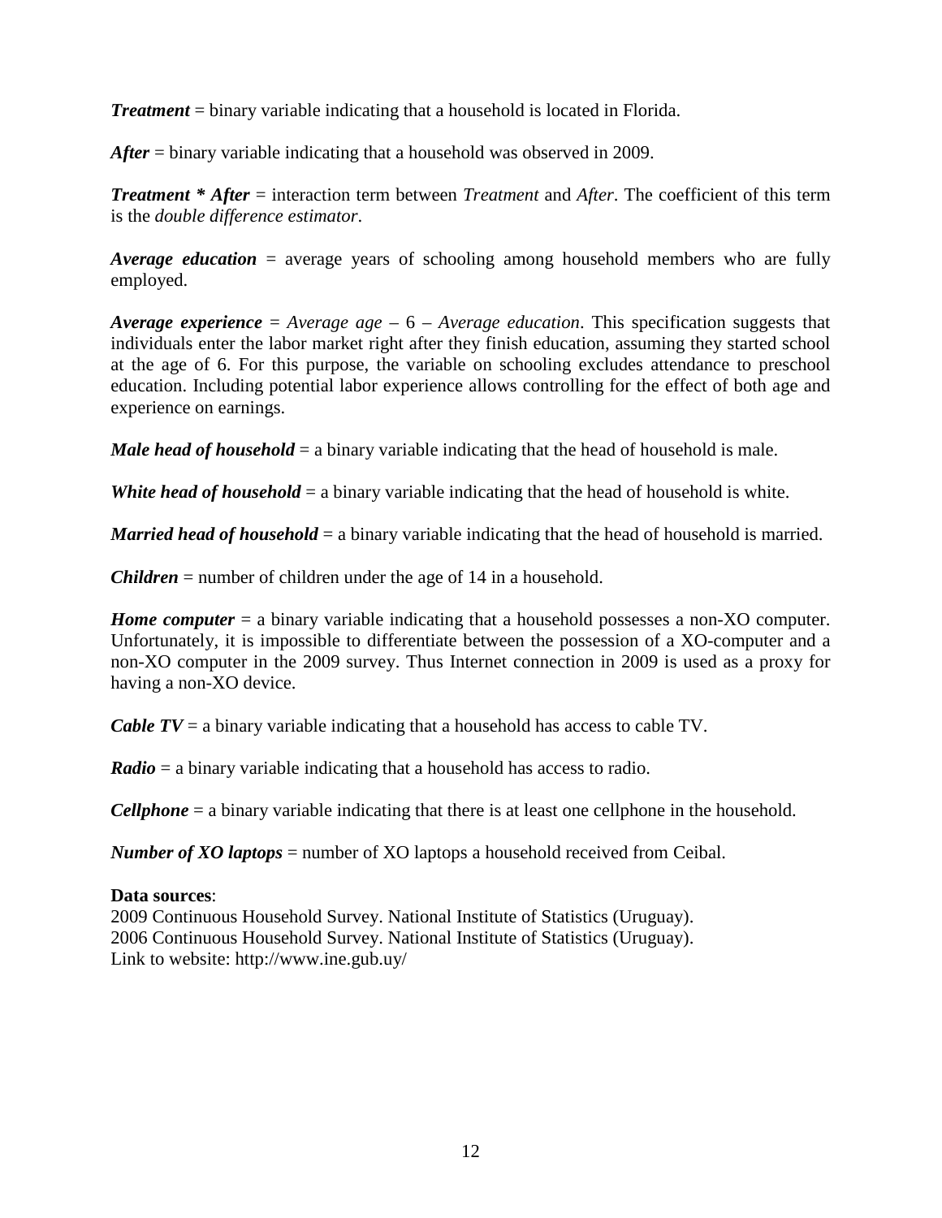***Treatment*** = binary variable indicating that a household is located in Florida.

***After*** = binary variable indicating that a household was observed in 2009.

***Treatment * After*** = interaction term between *Treatment* and *After*. The coefficient of this term is the *double difference estimator*.

***Average education*** = average years of schooling among household members who are fully employed.

***Average experience*** = *Average age* – 6 – *Average education*. This specification suggests that individuals enter the labor market right after they finish education, assuming they started school at the age of 6. For this purpose, the variable on schooling excludes attendance to preschool education. Including potential labor experience allows controlling for the effect of both age and experience on earnings.

***Male head of household*** = a binary variable indicating that the head of household is male.

***White head of household*** = a binary variable indicating that the head of household is white.

***Married head of household*** = a binary variable indicating that the head of household is married.

***Children*** = number of children under the age of 14 in a household.

***Home computer*** = a binary variable indicating that a household possesses a non-XO computer. Unfortunately, it is impossible to differentiate between the possession of a XO-computer and a non-XO computer in the 2009 survey. Thus Internet connection in 2009 is used as a proxy for having a non-XO device.

***Cable TV*** = a binary variable indicating that a household has access to cable TV.

***Radio*** = a binary variable indicating that a household has access to radio.

***Cellphone*** = a binary variable indicating that there is at least one cellphone in the household.

***Number of XO laptops*** = number of XO laptops a household received from Ceibal.

**Data sources**:
2009 Continuous Household Survey. National Institute of Statistics (Uruguay).
2006 Continuous Household Survey. National Institute of Statistics (Uruguay).
Link to website: http://www.ine.gub.uy/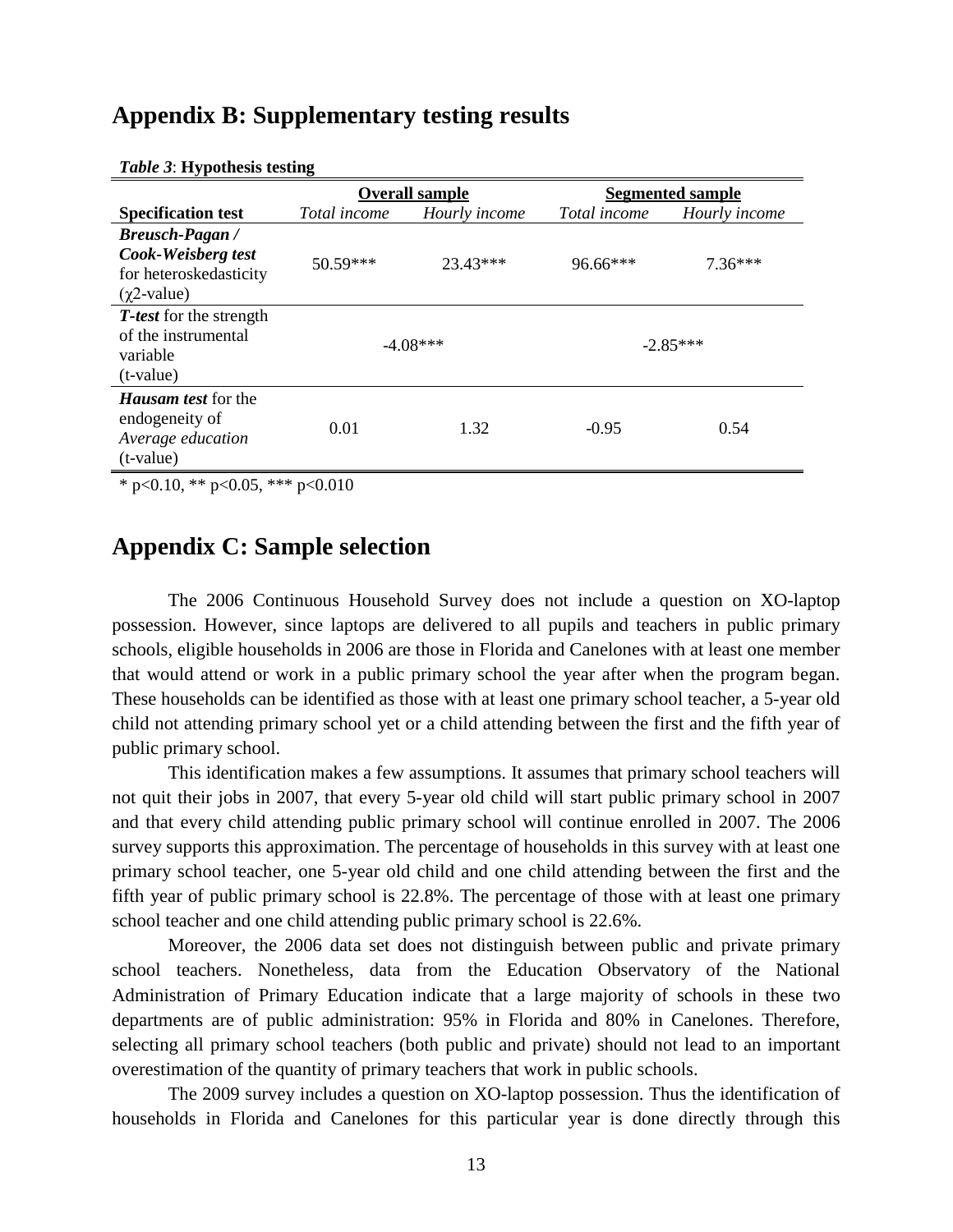## Appendix B: Supplementary testing results

*Table 3*: **Hypothesis testing**

| | Overall sample | | Segmented sample | |
|---|---|---|---|---|
| **Specification test** | *Total income* | *Hourly income* | *Total income* | *Hourly income* |
| ***Breusch-Pagan / Cook-Weisberg test*** for heteroskedasticity ($\chi 2$-value) | 50.59*** | 23.43*** | 96.66*** | 7.36*** |
| ***T-test*** for the strength of the instrumental variable (t-value) | -4.08*** | | -2.85*** | |
| ***Hausam test*** for the endogeneity of *Average education* (t-value) | 0.01 | 1.32 | -0.95 | 0.54 |

* p<0.10, ** p<0.05, *** p<0.010

## Appendix C: Sample selection

The 2006 Continuous Household Survey does not include a question on XO-laptop possession. However, since laptops are delivered to all pupils and teachers in public primary schools, eligible households in 2006 are those in Florida and Canelones with at least one member that would attend or work in a public primary school the year after when the program began. These households can be identified as those with at least one primary school teacher, a 5-year old child not attending primary school yet or a child attending between the first and the fifth year of public primary school.

This identification makes a few assumptions. It assumes that primary school teachers will not quit their jobs in 2007, that every 5-year old child will start public primary school in 2007 and that every child attending public primary school will continue enrolled in 2007. The 2006 survey supports this approximation. The percentage of households in this survey with at least one primary school teacher, one 5-year old child and one child attending between the first and the fifth year of public primary school is 22.8%. The percentage of those with at least one primary school teacher and one child attending public primary school is 22.6%.

Moreover, the 2006 data set does not distinguish between public and private primary school teachers. Nonetheless, data from the Education Observatory of the National Administration of Primary Education indicate that a large majority of schools in these two departments are of public administration: 95% in Florida and 80% in Canelones. Therefore, selecting all primary school teachers (both public and private) should not lead to an important overestimation of the quantity of primary teachers that work in public schools.

The 2009 survey includes a question on XO-laptop possession. Thus the identification of households in Florida and Canelones for this particular year is done directly through this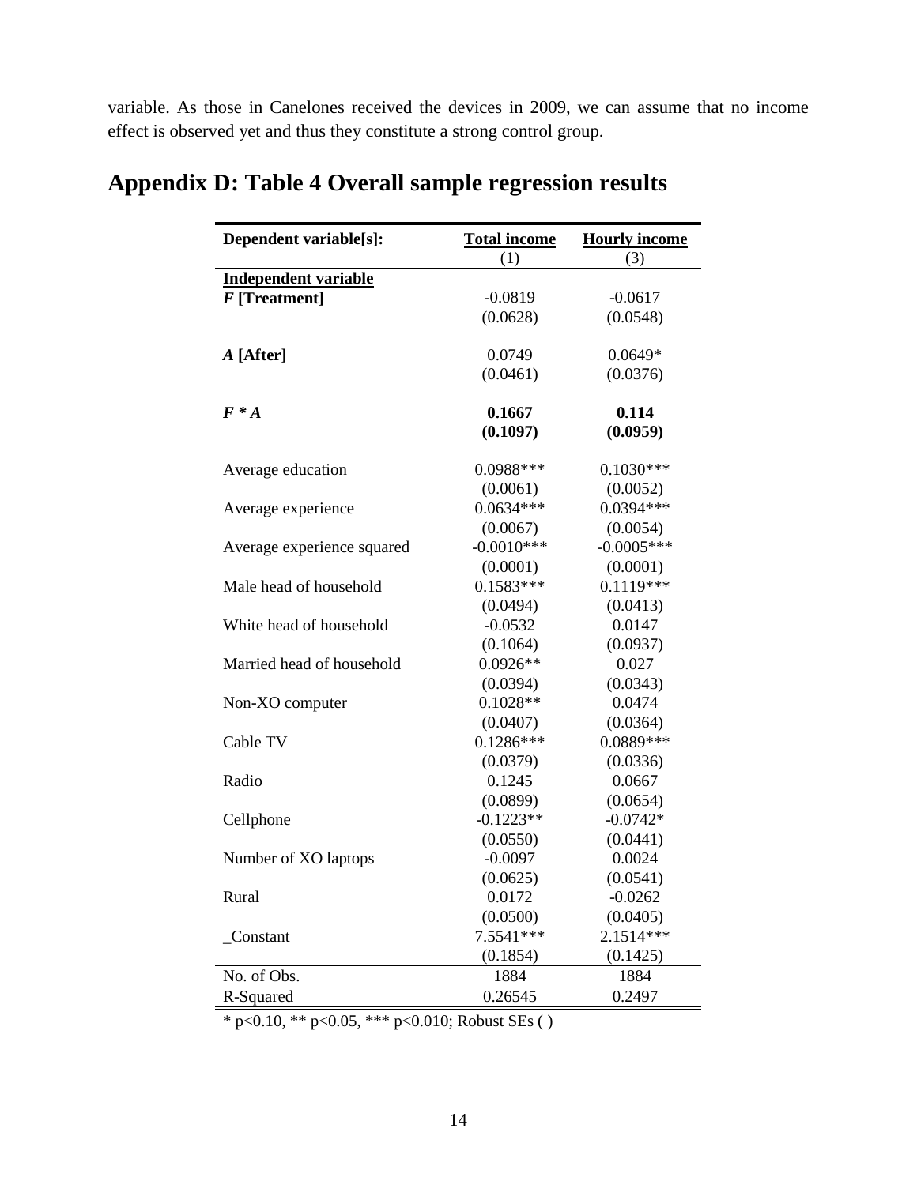variable. As those in Canelones received the devices in 2009, we can assume that no income effect is observed yet and thus they constitute a strong control group.

## Appendix D: Table 4 Overall sample regression results

| **Dependent variable[s]:** | **Total income** | **Hourly income** |
|---|---|---|
| | (1) | (3) |
| **Independent variable** | | |
| ***F* [Treatment]** | -0.0819 | -0.0617 |
| | (0.0628) | (0.0548) |
| ***A* [After]** | 0.0749 | 0.0649* |
| | (0.0461) | (0.0376) |
| ***F * A*** | **0.1667** | **0.114** |
| | **(0.1097)** | **(0.0959)** |
| Average education | 0.0988*** | 0.1030*** |
| | (0.0061) | (0.0052) |
| Average experience | 0.0634*** | 0.0394*** |
| | (0.0067) | (0.0054) |
| Average experience squared | -0.0010*** | -0.0005*** |
| | (0.0001) | (0.0001) |
| Male head of household | 0.1583*** | 0.1119*** |
| | (0.0494) | (0.0413) |
| White head of household | -0.0532 | 0.0147 |
| | (0.1064) | (0.0937) |
| Married head of household | 0.0926** | 0.027 |
| | (0.0394) | (0.0343) |
| Non-XO computer | 0.1028** | 0.0474 |
| | (0.0407) | (0.0364) |
| Cable TV | 0.1286*** | 0.0889*** |
| | (0.0379) | (0.0336) |
| Radio | 0.1245 | 0.0667 |
| | (0.0899) | (0.0654) |
| Cellphone | -0.1223** | -0.0742* |
| | (0.0550) | (0.0441) |
| Number of XO laptops | -0.0097 | 0.0024 |
| | (0.0625) | (0.0541) |
| Rural | 0.0172 | -0.0262 |
| | (0.0500) | (0.0405) |
| _Constant | 7.5541*** | 2.1514*** |
| | (0.1854) | (0.1425) |
| No. of Obs. | 1884 | 1884 |
| R-Squared | 0.26545 | 0.2497 |

* p<0.10, ** p<0.05, *** p<0.010; Robust SEs ( )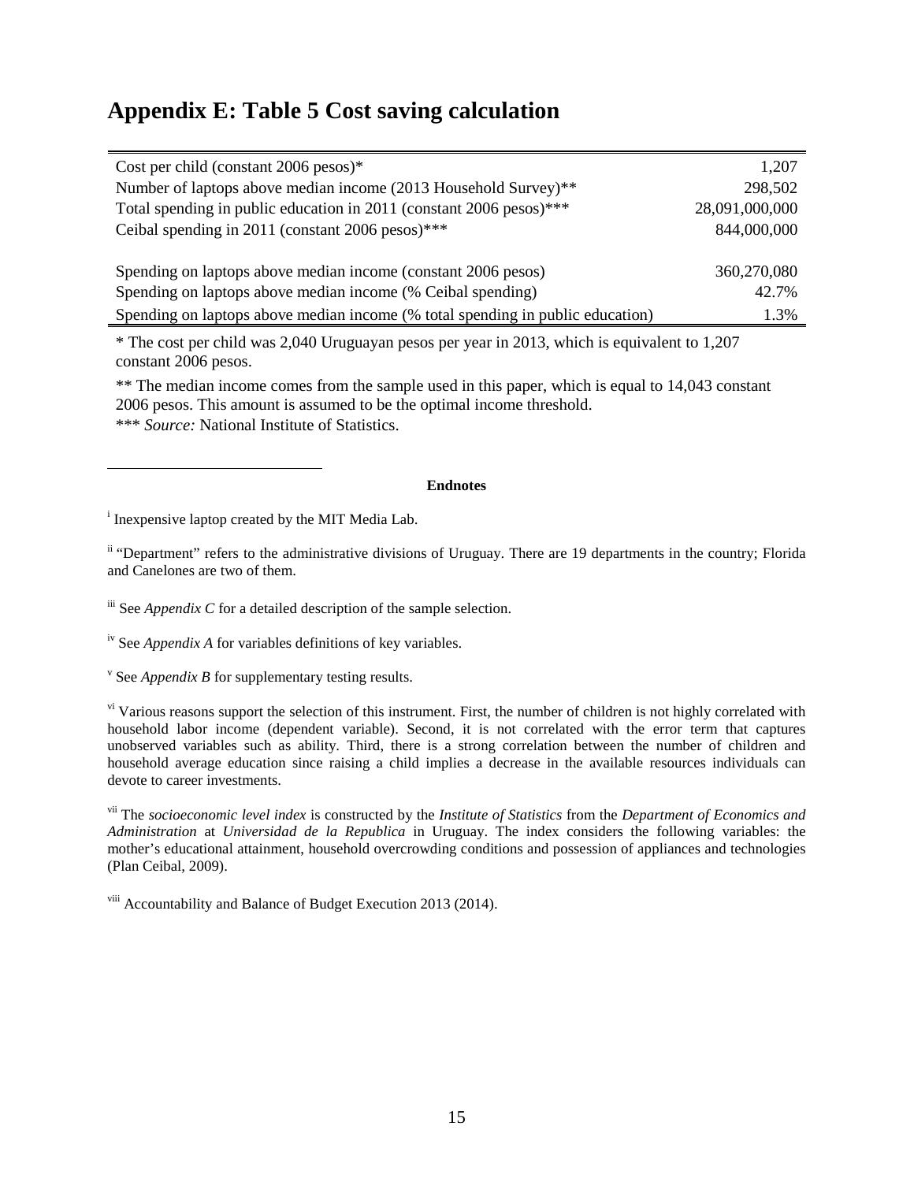# Appendix E: Table 5 Cost saving calculation

| | |
|---|---|
| Cost per child (constant 2006 pesos)* | 1,207 |
| Number of laptops above median income (2013 Household Survey)** | 298,502 |
| Total spending in public education in 2011 (constant 2006 pesos)*** | 28,091,000,000 |
| Ceibal spending in 2011 (constant 2006 pesos)*** | 844,000,000 |
| | |
| Spending on laptops above median income (constant 2006 pesos) | 360,270,080 |
| Spending on laptops above median income (% Ceibal spending) | 42.7% |
| Spending on laptops above median income (% total spending in public education) | 1.3% |

* The cost per child was 2,040 Uruguayan pesos per year in 2013, which is equivalent to 1,207 constant 2006 pesos.

** The median income comes from the sample used in this paper, which is equal to 14,043 constant 2006 pesos. This amount is assumed to be the optimal income threshold.

*** *Source:* National Institute of Statistics.

---

**Endnotes**

[i] Inexpensive laptop created by the MIT Media Lab.

[ii] "Department" refers to the administrative divisions of Uruguay. There are 19 departments in the country; Florida and Canelones are two of them.

[iii] See *Appendix C* for a detailed description of the sample selection.

[iv] See *Appendix A* for variables definitions of key variables.

[v] See *Appendix B* for supplementary testing results.

[vi] Various reasons support the selection of this instrument. First, the number of children is not highly correlated with household labor income (dependent variable). Second, it is not correlated with the error term that captures unobserved variables such as ability. Third, there is a strong correlation between the number of children and household average education since raising a child implies a decrease in the available resources individuals can devote to career investments.

[vii] The *socioeconomic level index* is constructed by the *Institute of Statistics* from the *Department of Economics and Administration* at *Universidad de la Republica* in Uruguay. The index considers the following variables: the mother's educational attainment, household overcrowding conditions and possession of appliances and technologies (Plan Ceibal, 2009).

[viii] Accountability and Balance of Budget Execution 2013 (2014).